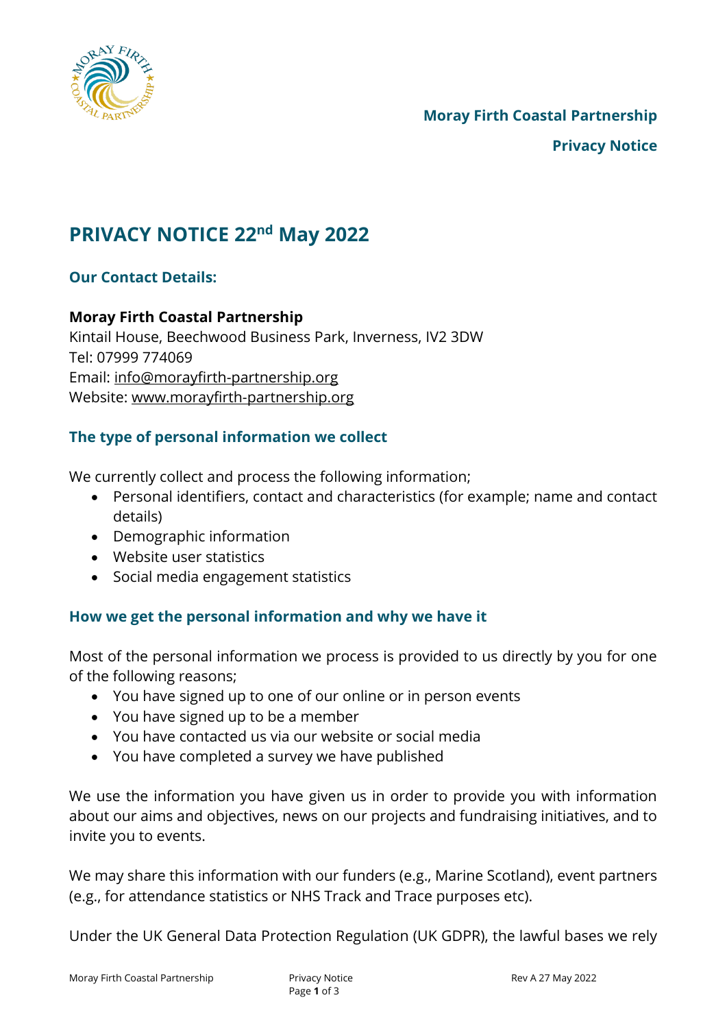# PRIVACY NOTICE 22nd May 2022

## Our Contact Details:

**Moray Firth Coastal Partnership**
Kintail House, Beechwood Business Park, Inverness, IV2 3DW
Tel: 07999 774069
Email: info@morayfirth-partnership.org
Website: www.morayfirth-partnership.org

## The type of personal information we collect

We currently collect and process the following information;

- Personal identifiers, contact and characteristics (for example; name and contact details)
- Demographic information
- Website user statistics
- Social media engagement statistics

## How we get the personal information and why we have it

Most of the personal information we process is provided to us directly by you for one of the following reasons;

- You have signed up to one of our online or in person events
- You have signed up to be a member
- You have contacted us via our website or social media
- You have completed a survey we have published

We use the information you have given us in order to provide you with information about our aims and objectives, news on our projects and fundraising initiatives, and to invite you to events.

We may share this information with our funders (e.g., Marine Scotland), event partners (e.g., for attendance statistics or NHS Track and Trace purposes etc).

Under the UK General Data Protection Regulation (UK GDPR), the lawful bases we rely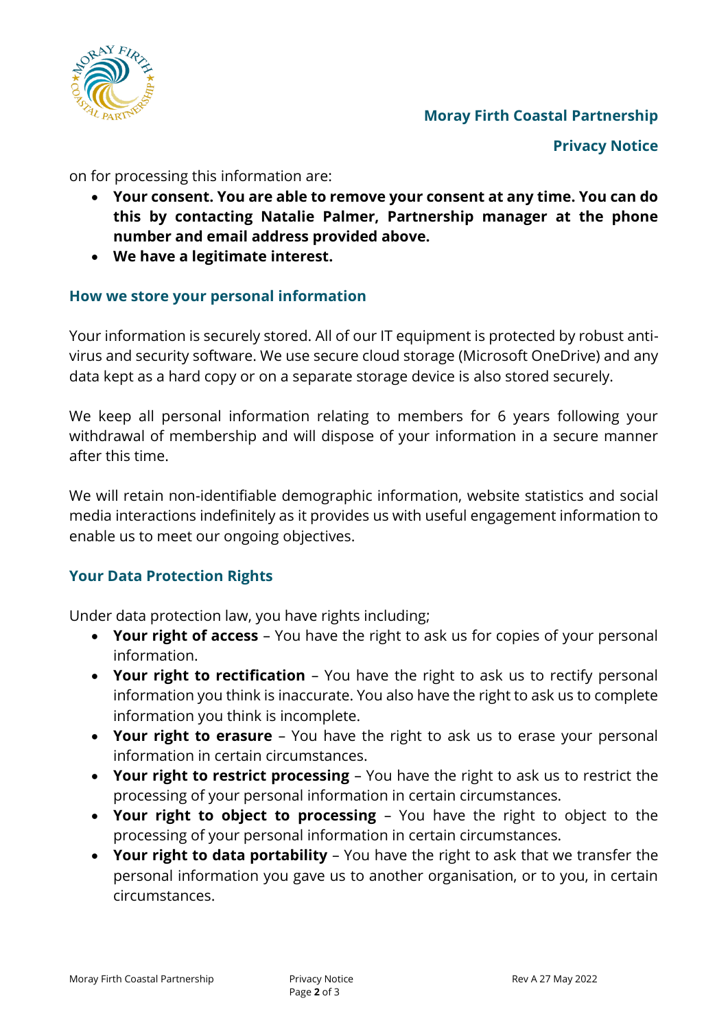on for processing this information are:

- **Your consent. You are able to remove your consent at any time. You can do this by contacting Natalie Palmer, Partnership manager at the phone number and email address provided above.**
- **We have a legitimate interest.**

## How we store your personal information

Your information is securely stored. All of our IT equipment is protected by robust anti-virus and security software. We use secure cloud storage (Microsoft OneDrive) and any data kept as a hard copy or on a separate storage device is also stored securely.

We keep all personal information relating to members for 6 years following your withdrawal of membership and will dispose of your information in a secure manner after this time.

We will retain non-identifiable demographic information, website statistics and social media interactions indefinitely as it provides us with useful engagement information to enable us to meet our ongoing objectives.

## Your Data Protection Rights

Under data protection law, you have rights including;

- **Your right of access** – You have the right to ask us for copies of your personal information.
- **Your right to rectification** – You have the right to ask us to rectify personal information you think is inaccurate. You also have the right to ask us to complete information you think is incomplete.
- **Your right to erasure** – You have the right to ask us to erase your personal information in certain circumstances.
- **Your right to restrict processing** – You have the right to ask us to restrict the processing of your personal information in certain circumstances.
- **Your right to object to processing** – You have the right to object to the processing of your personal information in certain circumstances.
- **Your right to data portability** – You have the right to ask that we transfer the personal information you gave us to another organisation, or to you, in certain circumstances.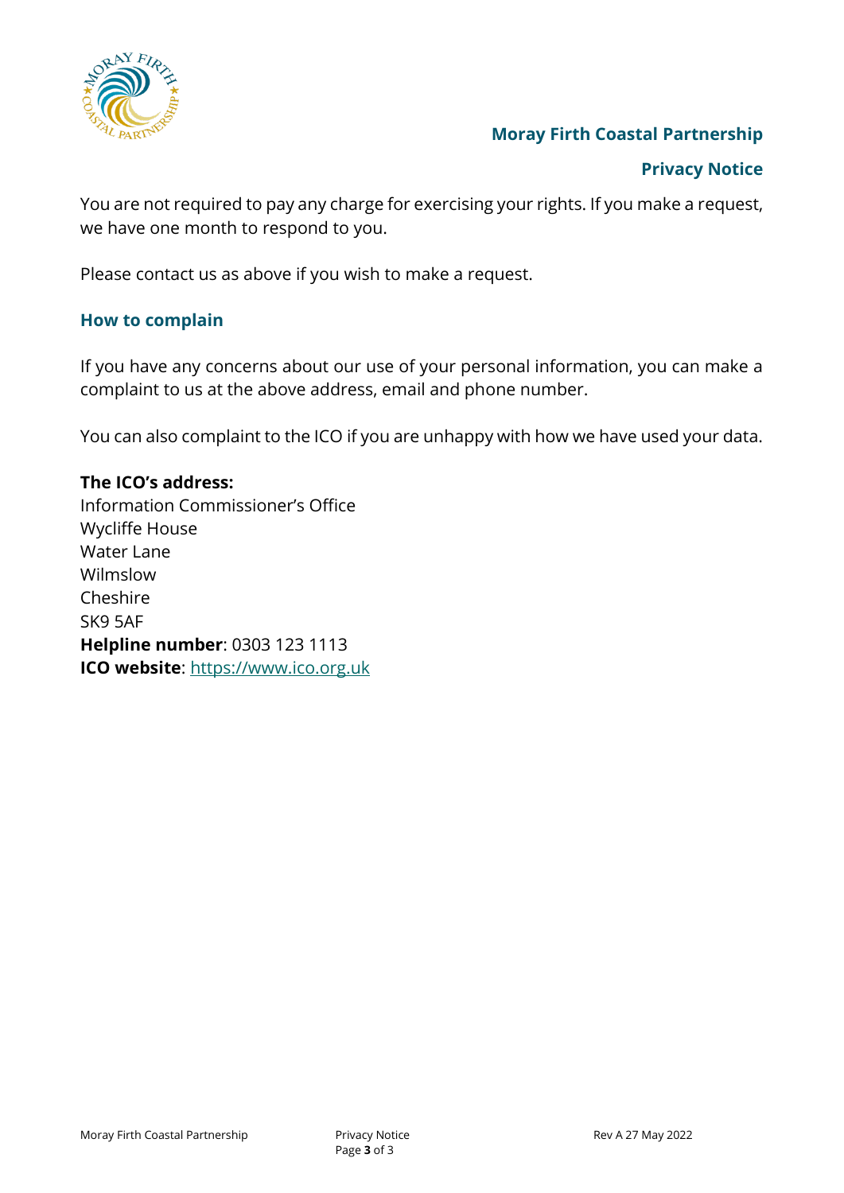You are not required to pay any charge for exercising your rights. If you make a request, we have one month to respond to you.

Please contact us as above if you wish to make a request.

## How to complain

If you have any concerns about our use of your personal information, you can make a complaint to us at the above address, email and phone number.

You can also complaint to the ICO if you are unhappy with how we have used your data.

**The ICO's address:**
Information Commissioner's Office
Wycliffe House
Water Lane
Wilmslow
Cheshire
SK9 5AF
**Helpline number**: 0303 123 1113
**ICO website**: https://www.ico.org.uk